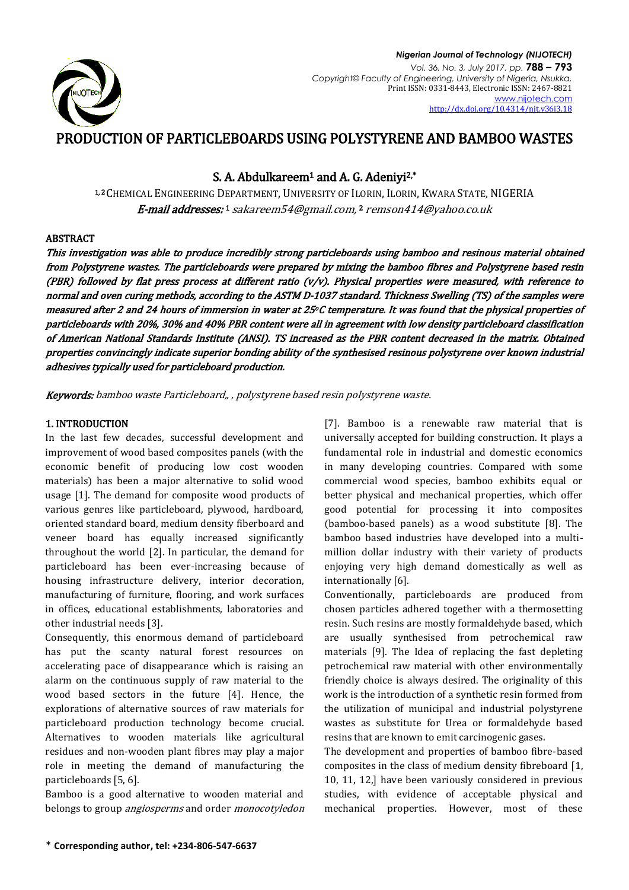# PRODUCTION OF PARTICLEBOARDS USING POLYSTYRENE AND BAMBOO WASTES

**S. A. Abdulkareem[1] and A. G. Adeniyi[2,*]**

[1,2] CHEMICAL ENGINEERING DEPARTMENT, UNIVERSITY OF ILORIN, ILORIN, KWARA STATE, NIGERIA

***E-mail addresses:*** [1] *sakareem54@gmail.com*, [2] *remson414@yahoo.co.uk*

## ABSTRACT

***This investigation was able to produce incredibly strong particleboards using bamboo and resinous material obtained from Polystyrene wastes. The particleboards were prepared by mixing the bamboo fibres and Polystyrene based resin (PBR) followed by flat press process at different ratio (v/v). Physical properties were measured, with reference to normal and oven curing methods, according to the ASTM D-1037 standard. Thickness Swelling (TS) of the samples were measured after 2 and 24 hours of immersion in water at 25°C temperature. It was found that the physical properties of particleboards with 20%, 30% and 40% PBR content were all in agreement with low density particleboard classification of American National Standards Institute (ANSI). TS increased as the PBR content decreased in the matrix. Obtained properties convincingly indicate superior bonding ability of the synthesised resinous polystyrene over known industrial adhesives typically used for particleboard production.***

***Keywords:*** *bamboo waste Particleboard,, , polystyrene based resin polystyrene waste.*

## 1. INTRODUCTION

In the last few decades, successful development and improvement of wood based composites panels (with the economic benefit of producing low cost wooden materials) has been a major alternative to solid wood usage [1]. The demand for composite wood products of various genres like particleboard, plywood, hardboard, oriented standard board, medium density fiberboard and veneer board has equally increased significantly throughout the world [2]. In particular, the demand for particleboard has been ever-increasing because of housing infrastructure delivery, interior decoration, manufacturing of furniture, flooring, and work surfaces in offices, educational establishments, laboratories and other industrial needs [3].

Consequently, this enormous demand of particleboard has put the scanty natural forest resources on accelerating pace of disappearance which is raising an alarm on the continuous supply of raw material to the wood based sectors in the future [4]. Hence, the explorations of alternative sources of raw materials for particleboard production technology become crucial. Alternatives to wooden materials like agricultural residues and non-wooden plant fibres may play a major role in meeting the demand of manufacturing the particleboards [5, 6].

Bamboo is a good alternative to wooden material and belongs to group *angiosperms* and order *monocotyledon* [7]. Bamboo is a renewable raw material that is universally accepted for building construction. It plays a fundamental role in industrial and domestic economics in many developing countries. Compared with some commercial wood species, bamboo exhibits equal or better physical and mechanical properties, which offer good potential for processing it into composites (bamboo-based panels) as a wood substitute [8]. The bamboo based industries have developed into a multi-million dollar industry with their variety of products enjoying very high demand domestically as well as internationally [6].

Conventionally, particleboards are produced from chosen particles adhered together with a thermosetting resin. Such resins are mostly formaldehyde based, which are usually synthesised from petrochemical raw materials [9]. The Idea of replacing the fast depleting petrochemical raw material with other environmentally friendly choice is always desired. The originality of this work is the introduction of a synthetic resin formed from the utilization of municipal and industrial polystyrene wastes as substitute for Urea or formaldehyde based resins that are known to emit carcinogenic gases.

The development and properties of bamboo fibre-based composites in the class of medium density fibreboard [1, 10, 11, 12,] have been variously considered in previous studies, with evidence of acceptable physical and mechanical properties. However, most of these

\* **Corresponding author, tel: +234-806-547-6637**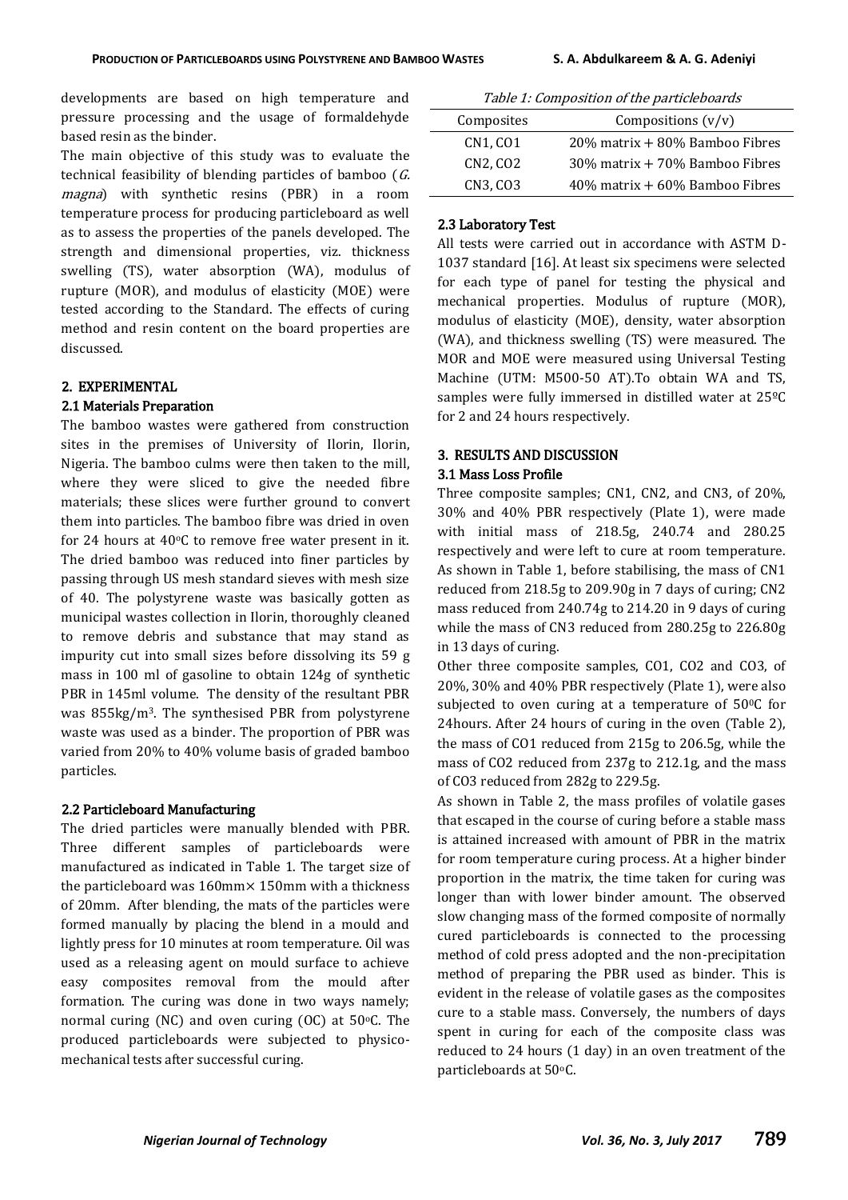developments are based on high temperature and pressure processing and the usage of formaldehyde based resin as the binder.

The main objective of this study was to evaluate the technical feasibility of blending particles of bamboo (*G. magna*) with synthetic resins (PBR) in a room temperature process for producing particleboard as well as to assess the properties of the panels developed. The strength and dimensional properties, viz. thickness swelling (TS), water absorption (WA), modulus of rupture (MOR), and modulus of elasticity (MOE) were tested according to the Standard. The effects of curing method and resin content on the board properties are discussed.

## 2. EXPERIMENTAL

### 2.1 Materials Preparation

The bamboo wastes were gathered from construction sites in the premises of University of Ilorin, Ilorin, Nigeria. The bamboo culms were then taken to the mill, where they were sliced to give the needed fibre materials; these slices were further ground to convert them into particles. The bamboo fibre was dried in oven for 24 hours at 40°C to remove free water present in it. The dried bamboo was reduced into finer particles by passing through US mesh standard sieves with mesh size of 40. The polystyrene waste was basically gotten as municipal wastes collection in Ilorin, thoroughly cleaned to remove debris and substance that may stand as impurity cut into small sizes before dissolving its 59 g mass in 100 ml of gasoline to obtain 124g of synthetic PBR in 145ml volume. The density of the resultant PBR was 855kg/m$^3$. The synthesised PBR from polystyrene waste was used as a binder. The proportion of PBR was varied from 20% to 40% volume basis of graded bamboo particles.

### 2.2 Particleboard Manufacturing

The dried particles were manually blended with PBR. Three different samples of particleboards were manufactured as indicated in Table 1. The target size of the particleboard was 160mm× 150mm with a thickness of 20mm. After blending, the mats of the particles were formed manually by placing the blend in a mould and lightly press for 10 minutes at room temperature. Oil was used as a releasing agent on mould surface to achieve easy composites removal from the mould after formation. The curing was done in two ways namely; normal curing (NC) and oven curing (OC) at 50°C. The produced particleboards were subjected to physico-mechanical tests after successful curing.

*Table 1: Composition of the particleboards*

| Composites | Compositions (v/v) |
|---|---|
| CN1, CO1 | 20% matrix + 80% Bamboo Fibres |
| CN2, CO2 | 30% matrix + 70% Bamboo Fibres |
| CN3, CO3 | 40% matrix + 60% Bamboo Fibres |

### 2.3 Laboratory Test

All tests were carried out in accordance with ASTM D-1037 standard [16]. At least six specimens were selected for each type of panel for testing the physical and mechanical properties. Modulus of rupture (MOR), modulus of elasticity (MOE), density, water absorption (WA), and thickness swelling (TS) were measured. The MOR and MOE were measured using Universal Testing Machine (UTM: M500-50 AT).To obtain WA and TS, samples were fully immersed in distilled water at 25ºC for 2 and 24 hours respectively.

## 3. RESULTS AND DISCUSSION

### 3.1 Mass Loss Profile

Three composite samples; CN1, CN2, and CN3, of 20%, 30% and 40% PBR respectively (Plate 1), were made with initial mass of 218.5g, 240.74 and 280.25 respectively and were left to cure at room temperature. As shown in Table 1, before stabilising, the mass of CN1 reduced from 218.5g to 209.90g in 7 days of curing; CN2 mass reduced from 240.74g to 214.20 in 9 days of curing while the mass of CN3 reduced from 280.25g to 226.80g in 13 days of curing.

Other three composite samples, CO1, CO2 and CO3, of 20%, 30% and 40% PBR respectively (Plate 1), were also subjected to oven curing at a temperature of 50°C for 24hours. After 24 hours of curing in the oven (Table 2), the mass of CO1 reduced from 215g to 206.5g, while the mass of CO2 reduced from 237g to 212.1g, and the mass of CO3 reduced from 282g to 229.5g.

As shown in Table 2, the mass profiles of volatile gases that escaped in the course of curing before a stable mass is attained increased with amount of PBR in the matrix for room temperature curing process. At a higher binder proportion in the matrix, the time taken for curing was longer than with lower binder amount. The observed slow changing mass of the formed composite of normally cured particleboards is connected to the processing method of cold press adopted and the non-precipitation method of preparing the PBR used as binder. This is evident in the release of volatile gases as the composites cure to a stable mass. Conversely, the numbers of days spent in curing for each of the composite class was reduced to 24 hours (1 day) in an oven treatment of the particleboards at 50°C.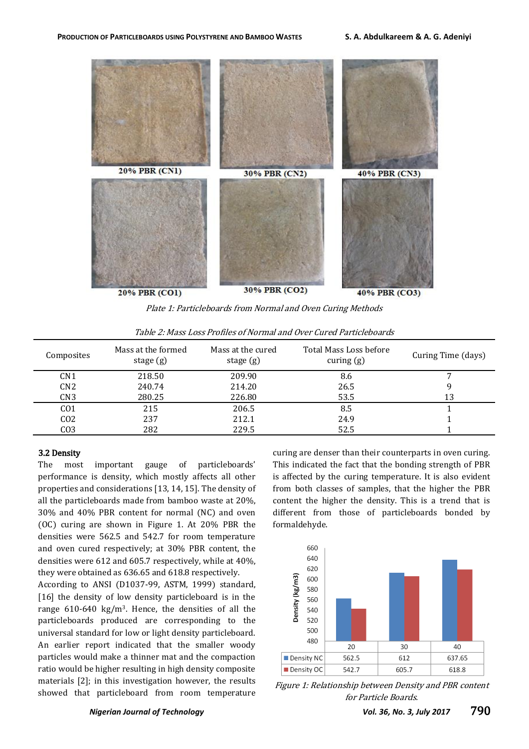Plate 1: Particleboards from Normal and Oven Curing Methods

Table 2: Mass Loss Profiles of Normal and Over Cured Particleboards

| Composites | Mass at the formed stage (g) | Mass at the cured stage (g) | Total Mass Loss before curing (g) | Curing Time (days) |
|---|---|---|---|---|
| CN1 | 218.50 | 209.90 | 8.6 | 7 |
| CN2 | 240.74 | 214.20 | 26.5 | 9 |
| CN3 | 280.25 | 226.80 | 53.5 | 13 |
| CO1 | 215 | 206.5 | 8.5 | 1 |
| CO2 | 237 | 212.1 | 24.9 | 1 |
| CO3 | 282 | 229.5 | 52.5 | 1 |

### 3.2 Density

The most important gauge of particleboards' performance is density, which mostly affects all other properties and considerations [13, 14, 15]. The density of all the particleboards made from bamboo waste at 20%, 30% and 40% PBR content for normal (NC) and oven (OC) curing are shown in Figure 1. At 20% PBR the densities were 562.5 and 542.7 for room temperature and oven cured respectively; at 30% PBR content, the densities were 612 and 605.7 respectively, while at 40%, they were obtained as 636.65 and 618.8 respectively.

According to ANSI (D1037-99, ASTM, 1999) standard, [16] the density of low density particleboard is in the range 610-640 kg/m$^3$. Hence, the densities of all the particleboards produced are corresponding to the universal standard for low or light density particleboard. An earlier report indicated that the smaller woody particles would make a thinner mat and the compaction ratio would be higher resulting in high density composite materials [2]; in this investigation however, the results showed that particleboard from room temperature curing are denser than their counterparts in oven curing. This indicated the fact that the bonding strength of PBR is affected by the curing temperature. It is also evident from both classes of samples, that the higher the PBR content the higher the density. This is a trend that is different from those of particleboards bonded by formaldehyde.

| | 20 | 30 | 40 |
|---|---|---|---|
| Density NC | 562.5 | 612 | 637.65 |
| Density OC | 542.7 | 605.7 | 618.8 |

Figure 1: Relationship between Density and PBR content for Particle Boards.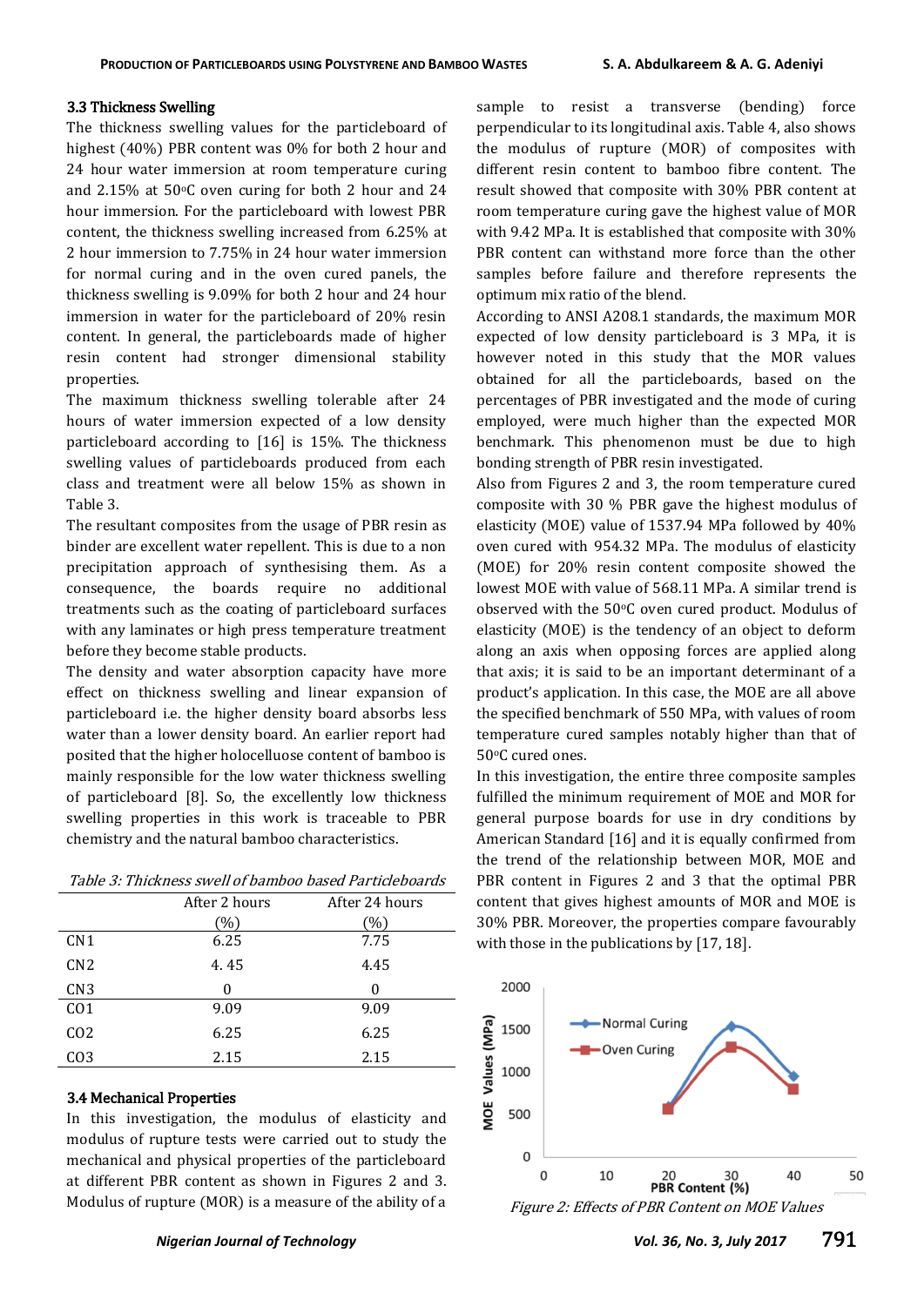### 3.3 Thickness Swelling

The thickness swelling values for the particleboard of highest (40%) PBR content was 0% for both 2 hour and 24 hour water immersion at room temperature curing and 2.15% at 50°C oven curing for both 2 hour and 24 hour immersion. For the particleboard with lowest PBR content, the thickness swelling increased from 6.25% at 2 hour immersion to 7.75% in 24 hour water immersion for normal curing and in the oven cured panels, the thickness swelling is 9.09% for both 2 hour and 24 hour immersion in water for the particleboard of 20% resin content. In general, the particleboards made of higher resin content had stronger dimensional stability properties.

The maximum thickness swelling tolerable after 24 hours of water immersion expected of a low density particleboard according to [16] is 15%. The thickness swelling values of particleboards produced from each class and treatment were all below 15% as shown in Table 3.

The resultant composites from the usage of PBR resin as binder are excellent water repellent. This is due to a non precipitation approach of synthesising them. As a consequence, the boards require no additional treatments such as the coating of particleboard surfaces with any laminates or high press temperature treatment before they become stable products.

The density and water absorption capacity have more effect on thickness swelling and linear expansion of particleboard i.e. the higher density board absorbs less water than a lower density board. An earlier report had posited that the higher holocelluose content of bamboo is mainly responsible for the low water thickness swelling of particleboard [8]. So, the excellently low thickness swelling properties in this work is traceable to PBR chemistry and the natural bamboo characteristics.

*Table 3: Thickness swell of bamboo based Particleboards*

| | After 2 hours (%) | After 24 hours (%) |
|---|---|---|
| CN1 | 6.25 | 7.75 |
| CN2 | 4. 45 | 4.45 |
| CN3 | 0 | 0 |
| CO1 | 9.09 | 9.09 |
| CO2 | 6.25 | 6.25 |
| CO3 | 2.15 | 2.15 |

### 3.4 Mechanical Properties

In this investigation, the modulus of elasticity and modulus of rupture tests were carried out to study the mechanical and physical properties of the particleboard at different PBR content as shown in Figures 2 and 3. Modulus of rupture (MOR) is a measure of the ability of a sample to resist a transverse (bending) force perpendicular to its longitudinal axis. Table 4, also shows the modulus of rupture (MOR) of composites with different resin content to bamboo fibre content. The result showed that composite with 30% PBR content at room temperature curing gave the highest value of MOR with 9.42 MPa. It is established that composite with 30% PBR content can withstand more force than the other samples before failure and therefore represents the optimum mix ratio of the blend.

According to ANSI A208.1 standards, the maximum MOR expected of low density particleboard is 3 MPa, it is however noted in this study that the MOR values obtained for all the particleboards, based on the percentages of PBR investigated and the mode of curing employed, were much higher than the expected MOR benchmark. This phenomenon must be due to high bonding strength of PBR resin investigated.

Also from Figures 2 and 3, the room temperature cured composite with 30 % PBR gave the highest modulus of elasticity (MOE) value of 1537.94 MPa followed by 40% oven cured with 954.32 MPa. The modulus of elasticity (MOE) for 20% resin content composite showed the lowest MOE with value of 568.11 MPa. A similar trend is observed with the 50°C oven cured product. Modulus of elasticity (MOE) is the tendency of an object to deform along an axis when opposing forces are applied along that axis; it is said to be an important determinant of a product's application. In this case, the MOE are all above the specified benchmark of 550 MPa, with values of room temperature cured samples notably higher than that of 50°C cured ones.

In this investigation, the entire three composite samples fulfilled the minimum requirement of MOE and MOR for general purpose boards for use in dry conditions by American Standard [16] and it is equally confirmed from the trend of the relationship between MOR, MOE and PBR content in Figures 2 and 3 that the optimal PBR content that gives highest amounts of MOR and MOE is 30% PBR. Moreover, the properties compare favourably with those in the publications by [17, 18].

*Figure 2: Effects of PBR Content on MOE Values*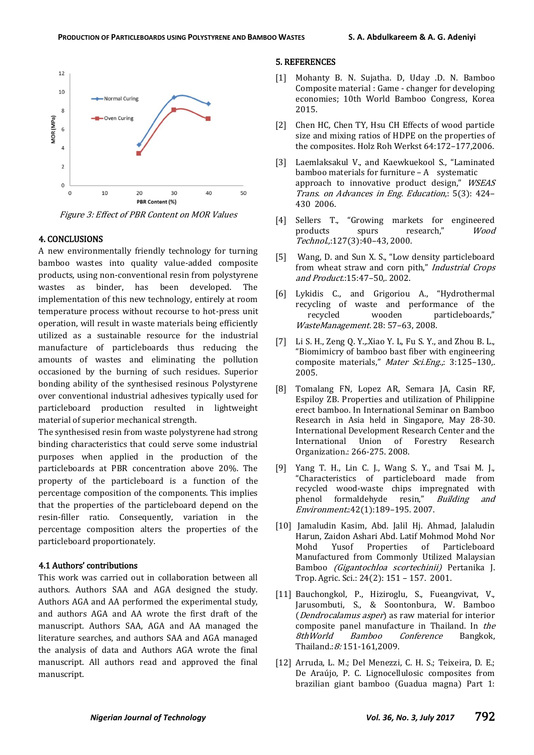Figure 3: Effect of PBR Content on MOR Values

## 4. CONCLUSIONS

A new environmentally friendly technology for turning bamboo wastes into quality value-added composite products, using non-conventional resin from polystyrene wastes as binder, has been developed. The implementation of this new technology, entirely at room temperature process without recourse to hot-press unit operation, will result in waste materials being efficiently utilized as a sustainable resource for the industrial manufacture of particleboards thus reducing the amounts of wastes and eliminating the pollution occasioned by the burning of such residues. Superior bonding ability of the synthesised resinous Polystyrene over conventional industrial adhesives typically used for particleboard production resulted in lightweight material of superior mechanical strength.

The synthesised resin from waste polystyrene had strong binding characteristics that could serve some industrial purposes when applied in the production of the particleboards at PBR concentration above 20%. The property of the particleboard is a function of the percentage composition of the components. This implies that the properties of the particleboard depend on the resin-filler ratio. Consequently, variation in the percentage composition alters the properties of the particleboard proportionately.

### 4.1 Authors' contributions

This work was carried out in collaboration between all authors. Authors SAA and AGA designed the study. Authors AGA and AA performed the experimental study, and authors AGA and AA wrote the first draft of the manuscript. Authors SAA, AGA and AA managed the literature searches, and authors SAA and AGA managed the analysis of data and Authors AGA wrote the final manuscript. All authors read and approved the final manuscript.

## 5. REFERENCES

[1] Mohanty B. N. Sujatha. D, Uday .D. N. Bamboo Composite material : Game - changer for developing economies; 10th World Bamboo Congress, Korea 2015.

[2] Chen HC, Chen TY, Hsu CH Effects of wood particle size and mixing ratios of HDPE on the properties of the composites. Holz Roh Werkst 64:172–177,2006.

[3] Laemlaksakul V., and Kaewkuekool S., "Laminated bamboo materials for furniture – A systematic approach to innovative product design," *WSEAS Trans. on Advances in Eng. Education,*: 5(3): 424–430 2006.

[4] Sellers T., "Growing markets for engineered products spurs research," *Wood Technol.,*:127(3):40–43, 2000.

[5] Wang, D. and Sun X. S., "Low density particleboard from wheat straw and corn pith," *Industrial Crops and Product*.:15:47–50,. 2002.

[6] Lykidis C., and Grigoriou A., "Hydrothermal recycling of waste and performance of the recycled wooden particleboards," *WasteManagement*. 28: 57–63, 2008.

[7] Li S. H., Zeng Q. Y.,.Xiao Y. L, Fu S. Y., and Zhou B. L., "Biomimicry of bamboo bast fiber with engineering composite materials," *Mater Sci.Eng.,*: 3:125–130,. 2005.

[8] Tomalang FN, Lopez AR, Semara JA, Casin RF, Espiloy ZB. Properties and utilization of Philippine erect bamboo. In International Seminar on Bamboo Research in Asia held in Singapore, May 28-30. International Development Research Center and the International Union of Forestry Research Organization.: 266-275. 2008.

[9] Yang T. H., Lin C. J., Wang S. Y., and Tsai M. J., "Characteristics of particleboard made from recycled wood-waste chips impregnated with phenol formaldehyde resin," *Building and Environment*.:42(1):189–195. 2007.

[10] Jamaludin Kasim, Abd. Jalil Hj. Ahmad, Jalaludin Harun, Zaidon Ashari Abd. Latif Mohmod Mohd Nor Mohd Yusof Properties of Particleboard Manufactured from Commonly Utilized Malaysian Bamboo *(Gigantochloa scortechinii)* Pertanika J. Trop. Agric. Sci.: 24(2): 151 – 157. 2001.

[11] Bauchongkol, P., Hiziroglu, S., Fueangvivat, V., Jarusombuti, S., & Soontonbura, W. Bamboo (*Dendrocalamus asper*) as raw material for interior composite panel manufacture in Thailand. In *the 8thWorld Bamboo Conference* Bangkok, Thailand.: *8:* 151-161,2009.

[12] Arruda, L. M.; Del Menezzi, C. H. S.; Teixeira, D. E.; De Araújo, P. C. Lignocellulosic composites from brazilian giant bamboo (Guadua magna) Part 1: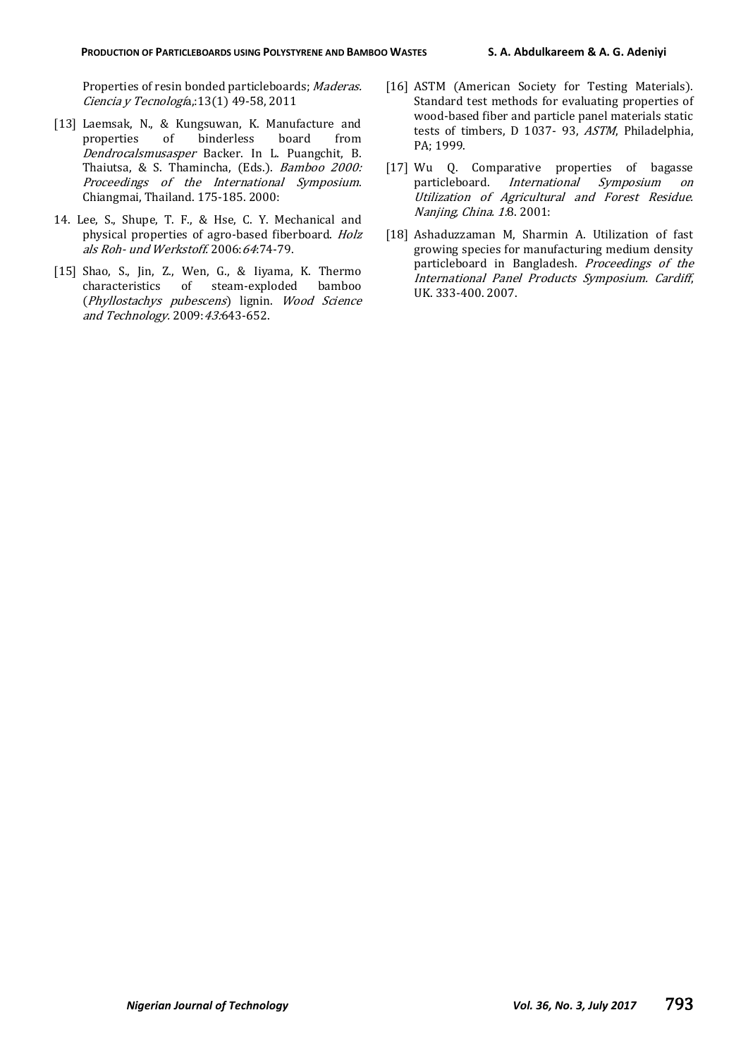Properties of resin bonded particleboards; *Maderas. Ciencia y Tecnología*,:13(1) 49-58, 2011

[13] Laemsak, N., & Kungsuwan, K. Manufacture and properties of binderless board from *Dendrocalsmusasper* Backer. In L. Puangchit, B. Thaiutsa, & S. Thamincha, (Eds.). *Bamboo 2000: Proceedings of the International Symposium*. Chiangmai, Thailand. 175-185. 2000:

14. Lee, S., Shupe, T. F., & Hse, C. Y. Mechanical and physical properties of agro-based fiberboard. *Holz als Roh- und Werkstoff.* 2006:*64*:74-79.

[15] Shao, S., Jin, Z., Wen, G., & Iiyama, K. Thermo characteristics of steam-exploded bamboo (*Phyllostachys pubescens*) lignin. *Wood Science and Technology.* 2009:*43*:643-652.

[16] ASTM (American Society for Testing Materials). Standard test methods for evaluating properties of wood-based fiber and particle panel materials static tests of timbers, D 1037- 93, *ASTM*, Philadelphia, PA; 1999.

[17] Wu Q. Comparative properties of bagasse particleboard. *International Symposium on Utilization of Agricultural and Forest Residue. Nanjing, China. 1*:8. 2001:

[18] Ashaduzzaman M, Sharmin A. Utilization of fast growing species for manufacturing medium density particleboard in Bangladesh. *Proceedings of the International Panel Products Symposium. Cardiff*, UK. 333-400. 2007.